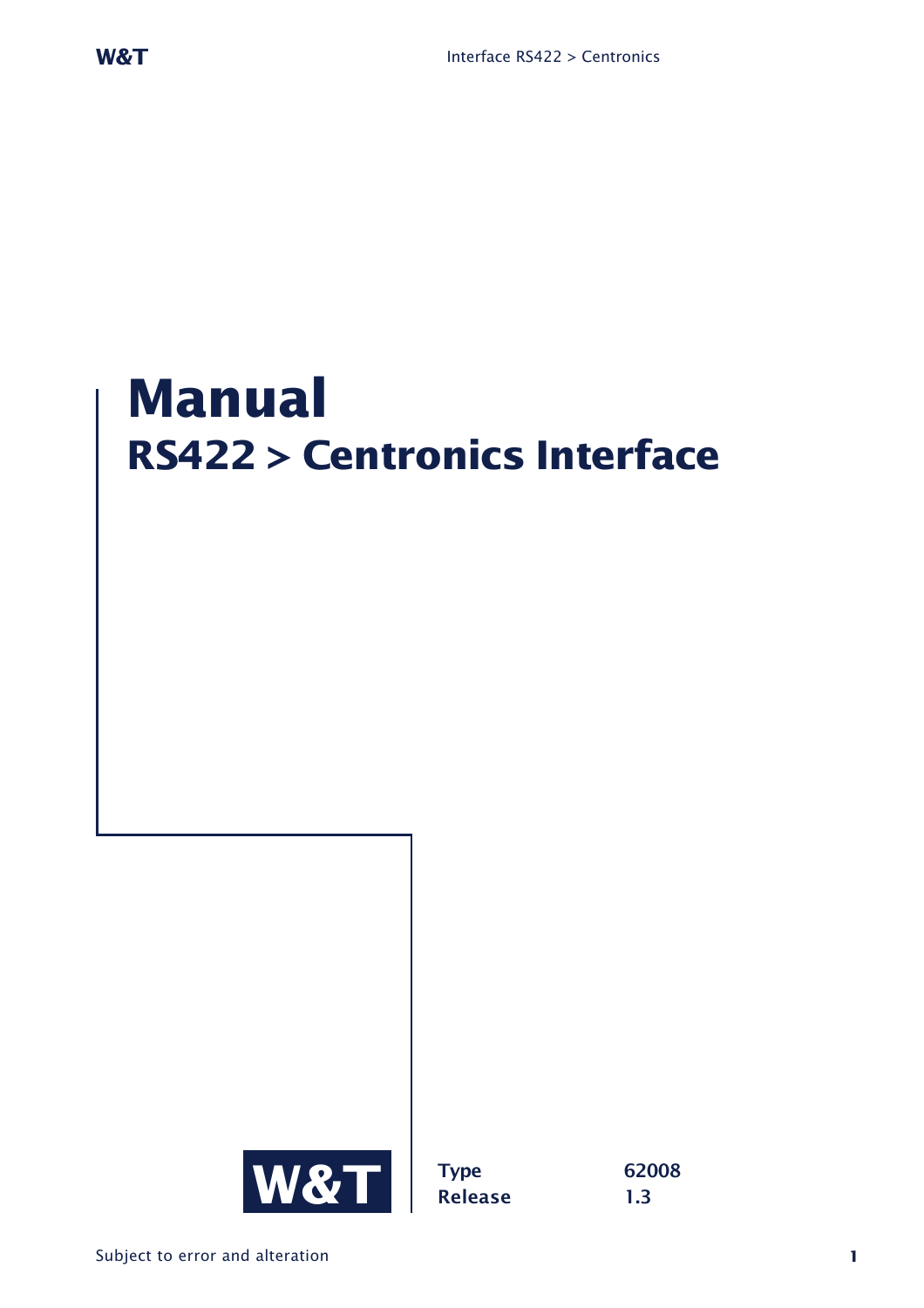# Manual

## RS422 > Centronics Interface

W&T

**Type** 62008
**Release** 1.3

Subject to error and alteration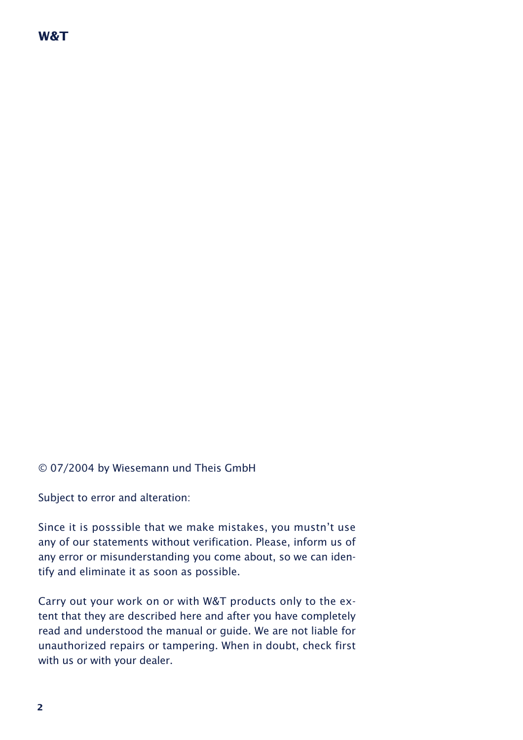© 07/2004 by Wiesemann und Theis GmbH

Subject to error and alteration:

Since it is posssible that we make mistakes, you mustn't use any of our statements without verification. Please, inform us of any error or misunderstanding you come about, so we can identify and eliminate it as soon as possible.

Carry out your work on or with W&T products only to the extent that they are described here and after you have completely read and understood the manual or guide. We are not liable for unauthorized repairs or tampering. When in doubt, check first with us or with your dealer.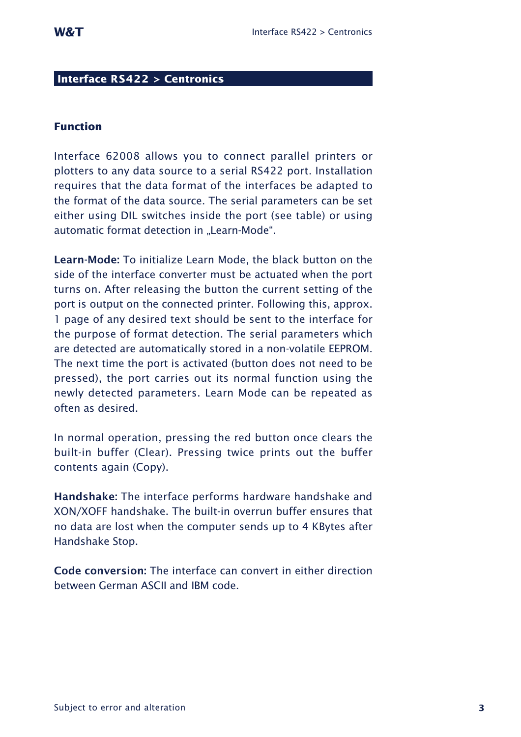## Interface RS422 > Centronics

### Function

Interface 62008 allows you to connect parallel printers or plotters to any data source to a serial RS422 port. Installation requires that the data format of the interfaces be adapted to the format of the data source. The serial parameters can be set either using DIL switches inside the port (see table) or using automatic format detection in „Learn-Mode“.

**Learn-Mode:** To initialize Learn Mode, the black button on the side of the interface converter must be actuated when the port turns on. After releasing the button the current setting of the port is output on the connected printer. Following this, approx. 1 page of any desired text should be sent to the interface for the purpose of format detection. The serial parameters which are detected are automatically stored in a non-volatile EEPROM. The next time the port is activated (button does not need to be pressed), the port carries out its normal function using the newly detected parameters. Learn Mode can be repeated as often as desired.

In normal operation, pressing the red button once clears the built-in buffer (Clear). Pressing twice prints out the buffer contents again (Copy).

**Handshake:** The interface performs hardware handshake and XON/XOFF handshake. The built-in overrun buffer ensures that no data are lost when the computer sends up to 4 KBytes after Handshake Stop.

**Code conversion:** The interface can convert in either direction between German ASCII and IBM code.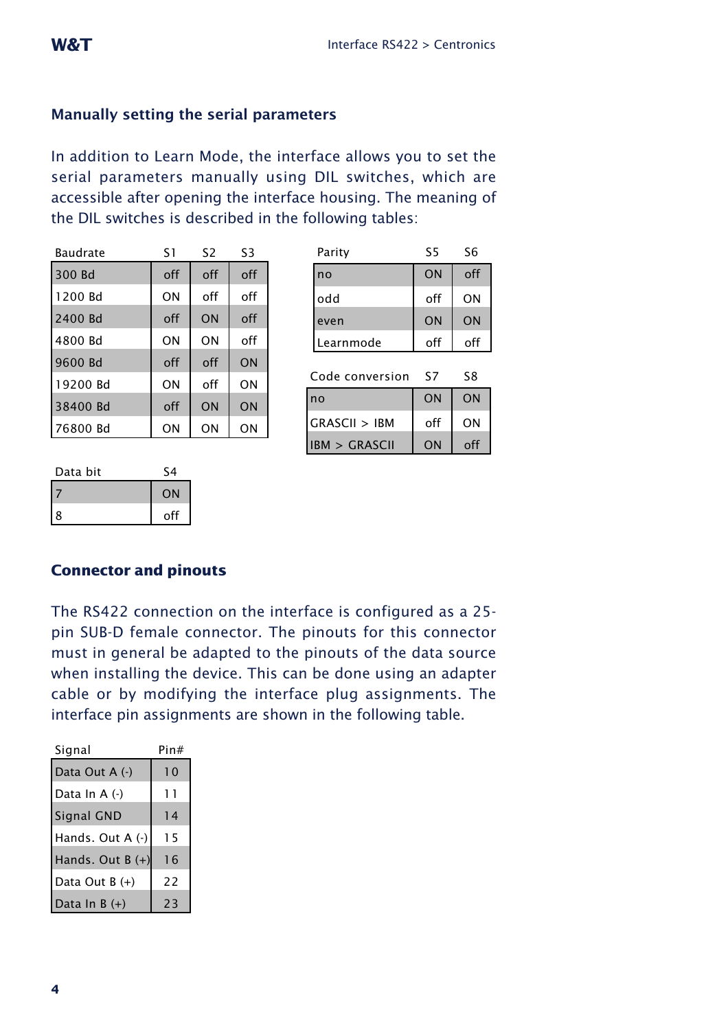## Manually setting the serial parameters

In addition to Learn Mode, the interface allows you to set the serial parameters manually using DIL switches, which are accessible after opening the interface housing. The meaning of the DIL switches is described in the following tables:

| Baudrate | S1 | S2 | S3 |
|---|---|---|---|
| 300 Bd | off | off | off |
| 1200 Bd | ON | off | off |
| 2400 Bd | off | ON | off |
| 4800 Bd | ON | ON | off |
| 9600 Bd | off | off | ON |
| 19200 Bd | ON | off | ON |
| 38400 Bd | off | ON | ON |
| 76800 Bd | ON | ON | ON |

| Parity | S5 | S6 |
|---|---|---|
| no | ON | off |
| odd | off | ON |
| even | ON | ON |
| Learnmode | off | off |

| Code conversion | S7 | S8 |
|---|---|---|
| no | ON | ON |
| GRASCII > IBM | off | ON |
| IBM > GRASCII | ON | off |

| Data bit | S4 |
|---|---|
| 7 | ON |
| 8 | off |

## Connector and pinouts

The RS422 connection on the interface is configured as a 25-pin SUB-D female connector. The pinouts for this connector must in general be adapted to the pinouts of the data source when installing the device. This can be done using an adapter cable or by modifying the interface plug assignments. The interface pin assignments are shown in the following table.

| Signal | Pin# |
|---|---|
| Data Out A (-) | 10 |
| Data In A (-) | 11 |
| Signal GND | 14 |
| Hands. Out A (-) | 15 |
| Hands. Out B (+) | 16 |
| Data Out B (+) | 22 |
| Data In B (+) | 23 |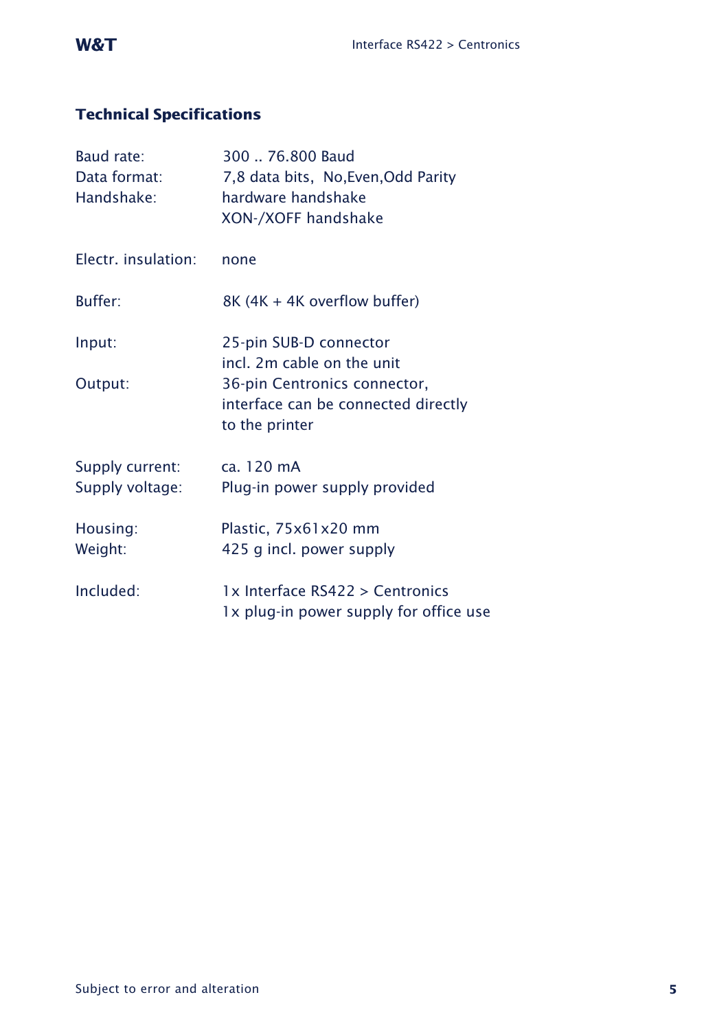## Technical Specifications

| | |
|---|---|
| Baud rate: | 300 .. 76.800 Baud |
| Data format: | 7,8 data bits, No,Even,Odd Parity |
| Handshake: | hardware handshake<br>XON-/XOFF handshake |
| Electr. insulation: | none |
| Buffer: | 8K (4K + 4K overflow buffer) |
| Input: | 25-pin SUB-D connector<br>incl. 2m cable on the unit |
| Output: | 36-pin Centronics connector,<br>interface can be connected directly<br>to the printer |
| Supply current: | ca. 120 mA |
| Supply voltage: | Plug-in power supply provided |
| Housing: | Plastic, 75x61x20 mm |
| Weight: | 425 g incl. power supply |
| Included: | 1x Interface RS422 > Centronics<br>1x plug-in power supply for office use |

Subject to error and alteration